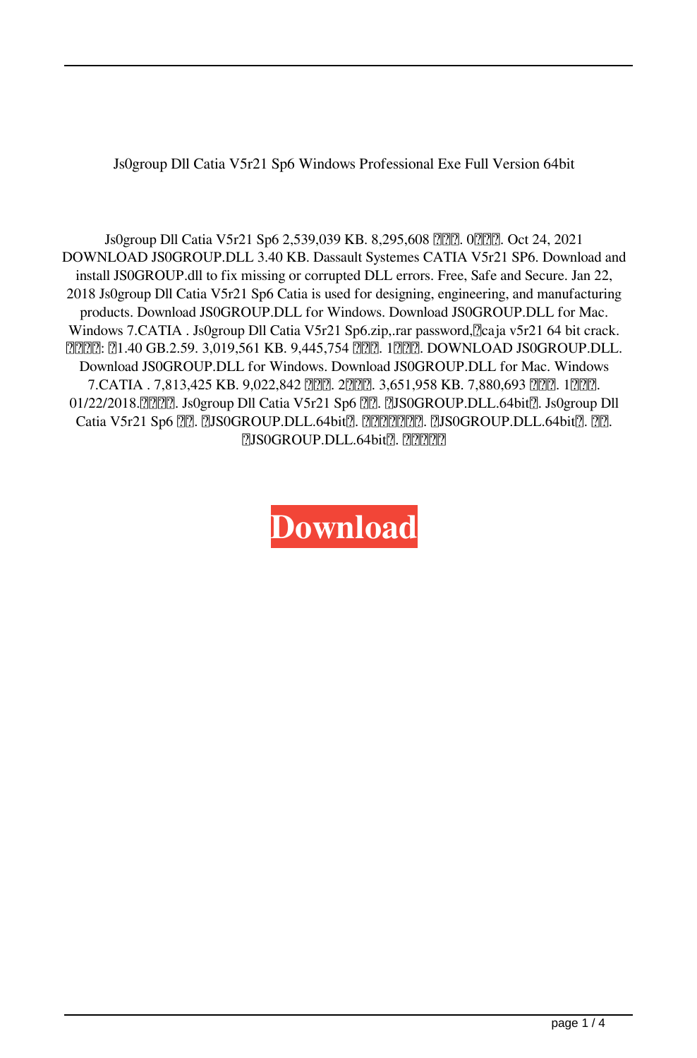Js0group Dll Catia V5r21 Sp6 Windows Professional Exe Full Version 64bit

Js0group Dll Catia V5r21 Sp6 2,539,039 KB. 8,295,608 ???. 0???. Oct 24, 2021 DOWNLOAD JS0GROUP.DLL 3.40 KB. Dassault Systemes CATIA V5r21 SP6. Download and install JS0GROUP.dll to fix missing or corrupted DLL errors. Free, Safe and Secure. Jan 22, 2018 Js0group Dll Catia V5r21 Sp6 Catia is used for designing, engineering, and manufacturing products. Download JS0GROUP.DLL for Windows. Download JS0GROUP.DLL for Mac. Windows 7.CATIA . Js0group Dll Catia V5r21 Sp6.zip,.rar password,?caja v5r21 64 bit crack. ????: ?1.40 GB.2.59. 3,019,561 KB. 9,445,754 ???. 1???. DOWNLOAD JS0GROUP.DLL. Download JS0GROUP.DLL for Windows. Download JS0GROUP.DLL for Mac. Windows 7.CATIA . 7,813,425 KB. 9,022,842 ???. 2???. 3,651,958 KB. 7,880,693 ???. 1???. 01/22/2018.????. Js0group Dll Catia V5r21 Sp6 ??. ?JS0GROUP.DLL.64bit?. Js0group Dll Catia V5r21 Sp6 ??. ?JS0GROUP.DLL.64bit?. ??????. ?JS0GROUP.DLL.64bit?. ??. ?JS0GROUP.DLL.64bit?. ?????

**Download**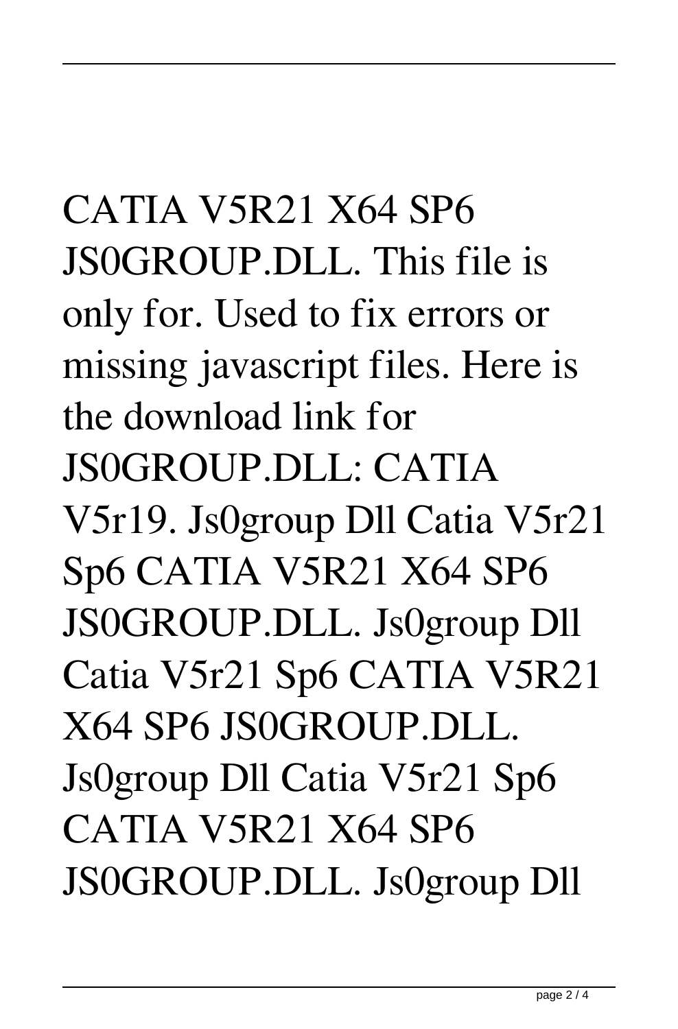CATIA V5R21 X64 SP6 JS0GROUP.DLL. This file is only for. Used to fix errors or missing javascript files. Here is the download link for JS0GROUP.DLL: CATIA V5r19. Js0group Dll Catia V5r21 Sp6 CATIA V5R21 X64 SP6 JS0GROUP.DLL. Js0group Dll Catia V5r21 Sp6 CATIA V5R21 X64 SP6 JS0GROUP.DLL. Js0group Dll Catia V5r21 Sp6 CATIA V5R21 X64 SP6 JS0GROUP.DLL. Js0group Dll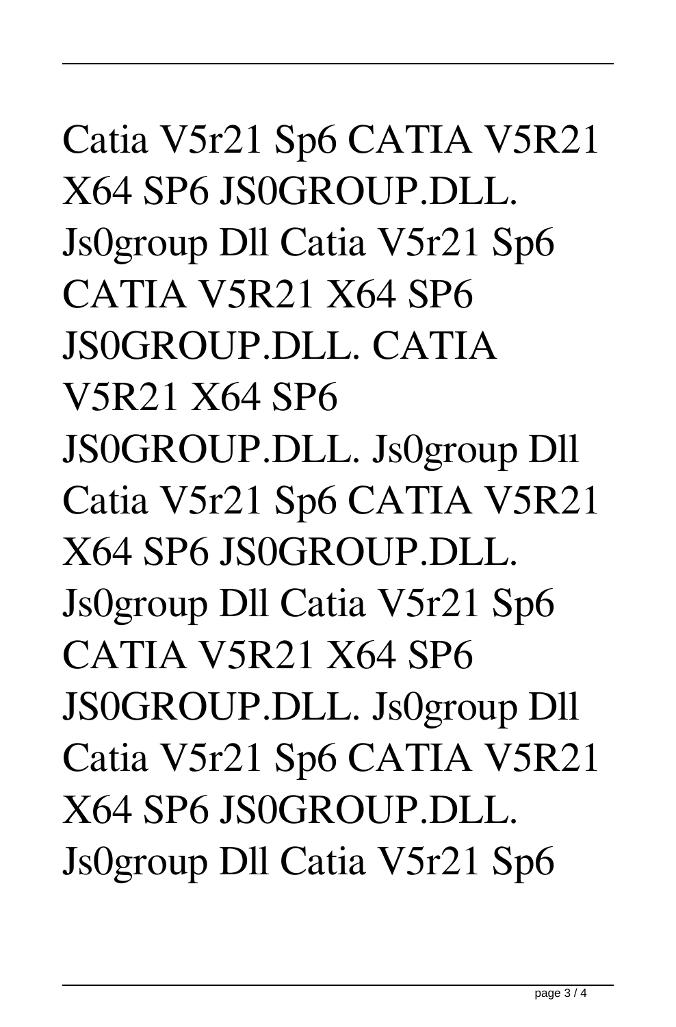Catia V5r21 Sp6 CATIA V5R21 X64 SP6 JS0GROUP.DLL. Js0group Dll Catia V5r21 Sp6 CATIA V5R21 X64 SP6 JS0GROUP.DLL. CATIA V5R21 X64 SP6 JS0GROUP.DLL. Js0group Dll Catia V5r21 Sp6 CATIA V5R21 X64 SP6 JS0GROUP.DLL. Js0group Dll Catia V5r21 Sp6 CATIA V5R21 X64 SP6 JS0GROUP.DLL. Js0group Dll Catia V5r21 Sp6 CATIA V5R21 X64 SP6 JS0GROUP.DLL. Js0group Dll Catia V5r21 Sp6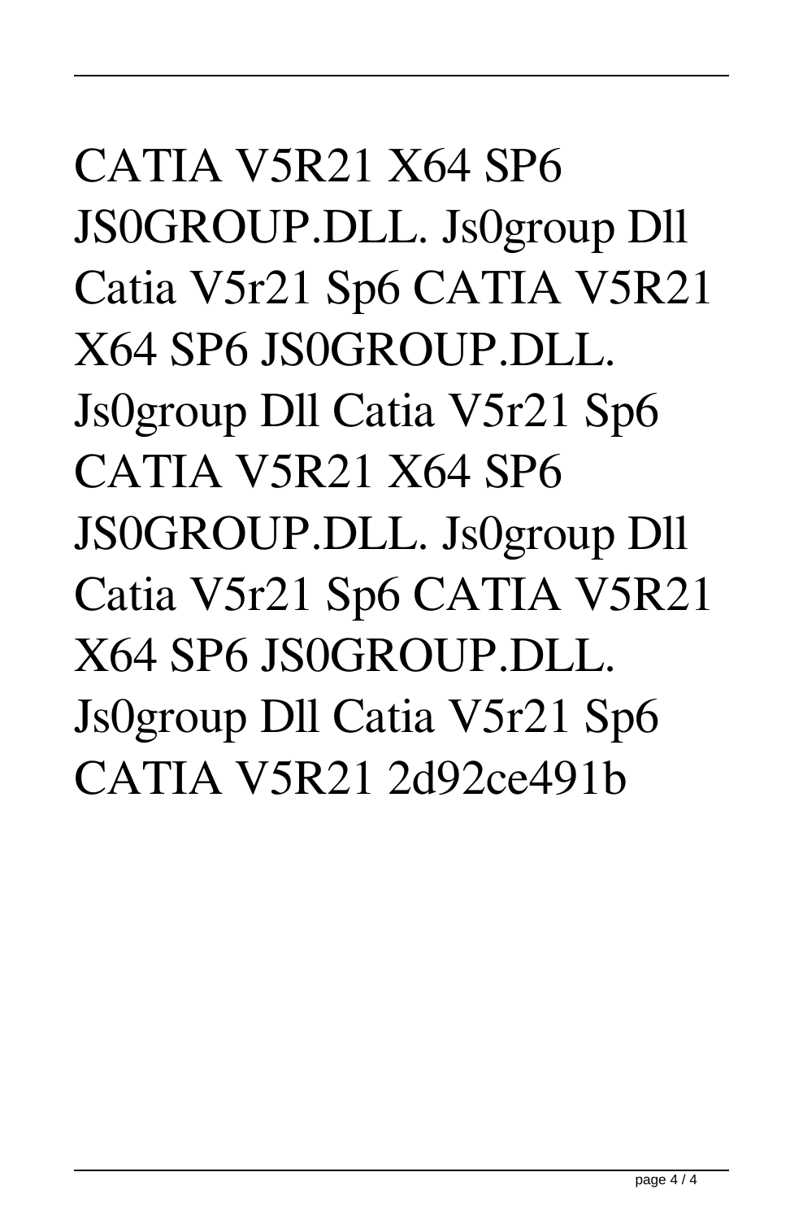CATIA V5R21 X64 SP6 JS0GROUP.DLL. Js0group Dll Catia V5r21 Sp6 CATIA V5R21 X64 SP6 JS0GROUP.DLL. Js0group Dll Catia V5r21 Sp6 CATIA V5R21 X64 SP6 JS0GROUP.DLL. Js0group Dll Catia V5r21 Sp6 CATIA V5R21 X64 SP6 JS0GROUP.DLL. Js0group Dll Catia V5r21 Sp6 CATIA V5R21 2d92ce491b